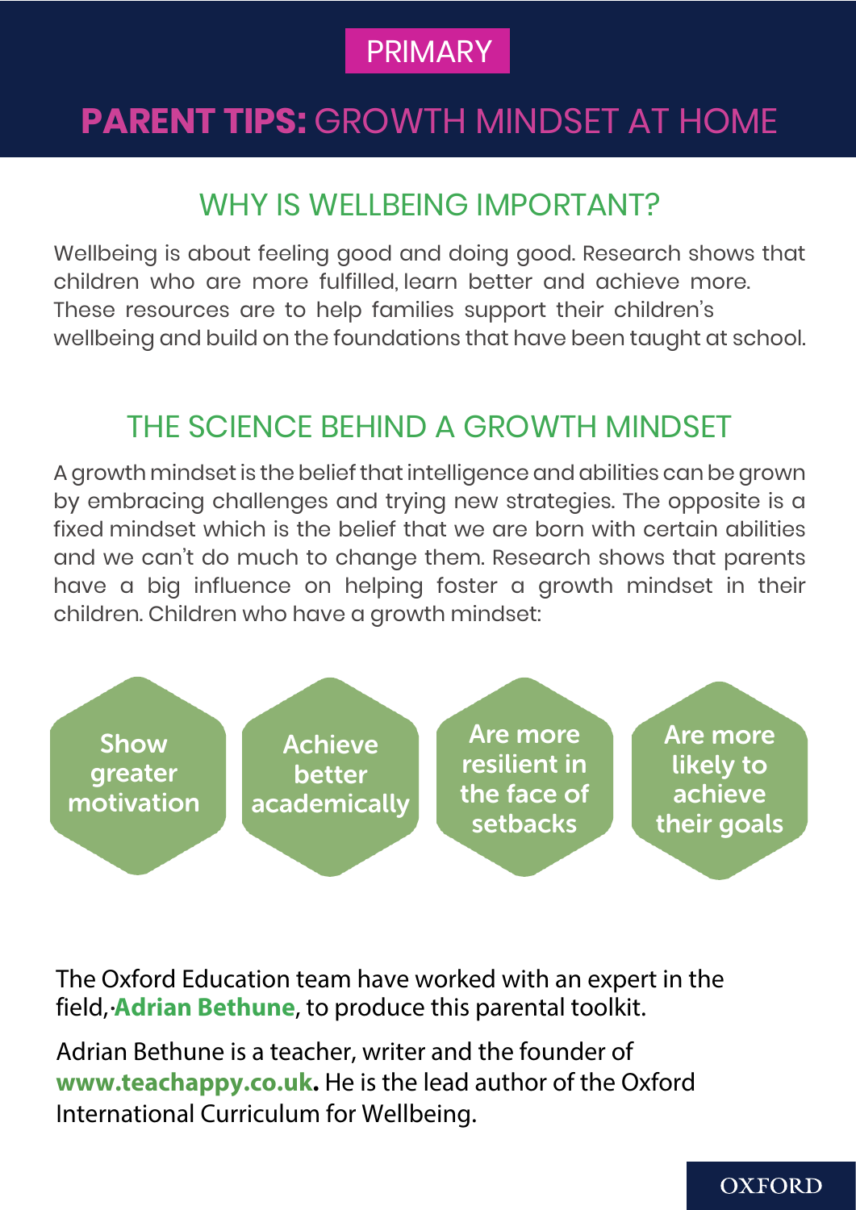PRIMARY

# **PARENT TIPS:** GROWTH MINDSET AT HOME

## WHY IS WELLBEING IMPORTANT?

Wellbeing is about feeling good and doing good. Research shows that children who are more fulfilled, learn better and achieve more. These resources are to help families support their children's wellbeing and build on the foundations that have been taught at school.

## THE SCIENCE BEHIND A GROWTH MINDSET

A growth mindset is the belief that intelligence and abilities can be grown by embracing challenges and trying new strategies. The opposite is a fixed mindset which is the belief that we are born with certain abilities and we can't do much to change them. Research shows that parents have a big influence on helping foster a growth mindset in their children. Children who have a growth mindset:

- Show greater motivation
- Achieve better academically
- Are more resilient in the face of setbacks
- Are more likely to achieve their goals

The Oxford Education team have worked with an expert in the field, **Adrian Bethune**, to produce this parental toolkit.

Adrian Bethune is a teacher, writer and the founder of **www.teachappy.co.uk.** He is the lead author of the Oxford International Curriculum for Wellbeing.

OXFORD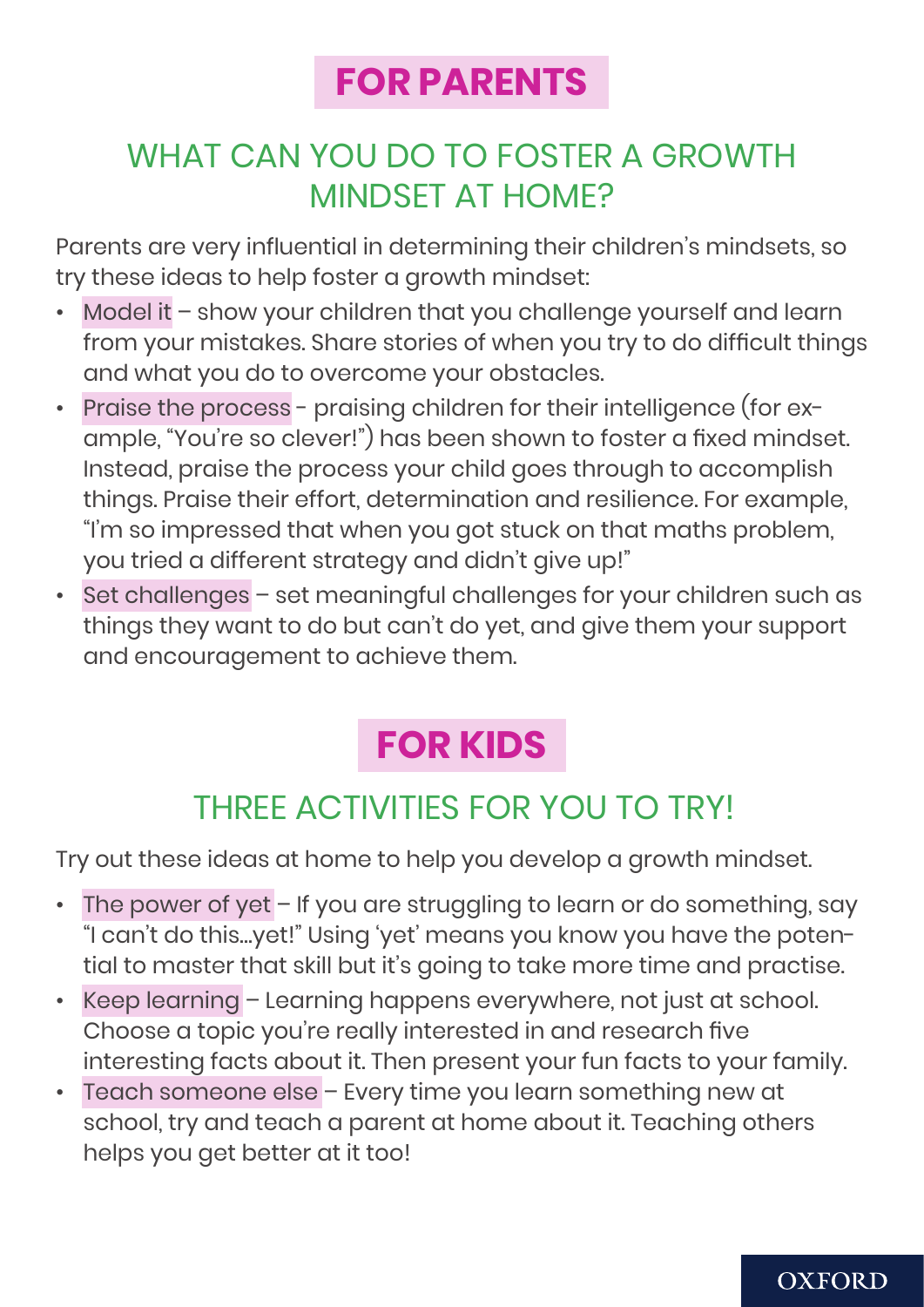# FOR PARENTS

## WHAT CAN YOU DO TO FOSTER A GROWTH MINDSET AT HOME?

Parents are very influential in determining their children's mindsets, so try these ideas to help foster a growth mindset:

- Model it – show your children that you challenge yourself and learn from your mistakes. Share stories of when you try to do difficult things and what you do to overcome your obstacles.
- Praise the process - praising children for their intelligence (for example, "You're so clever!") has been shown to foster a fixed mindset. Instead, praise the process your child goes through to accomplish things. Praise their effort, determination and resilience. For example, "I'm so impressed that when you got stuck on that maths problem, you tried a different strategy and didn't give up!"
- Set challenges – set meaningful challenges for your children such as things they want to do but can't do yet, and give them your support and encouragement to achieve them.

# FOR KIDS

## THREE ACTIVITIES FOR YOU TO TRY!

Try out these ideas at home to help you develop a growth mindset.

- The power of yet – If you are struggling to learn or do something, say "I can't do this...yet!" Using 'yet' means you know you have the potential to master that skill but it's going to take more time and practise.
- Keep learning – Learning happens everywhere, not just at school. Choose a topic you're really interested in and research five interesting facts about it. Then present your fun facts to your family.
- Teach someone else – Every time you learn something new at school, try and teach a parent at home about it. Teaching others helps you get better at it too!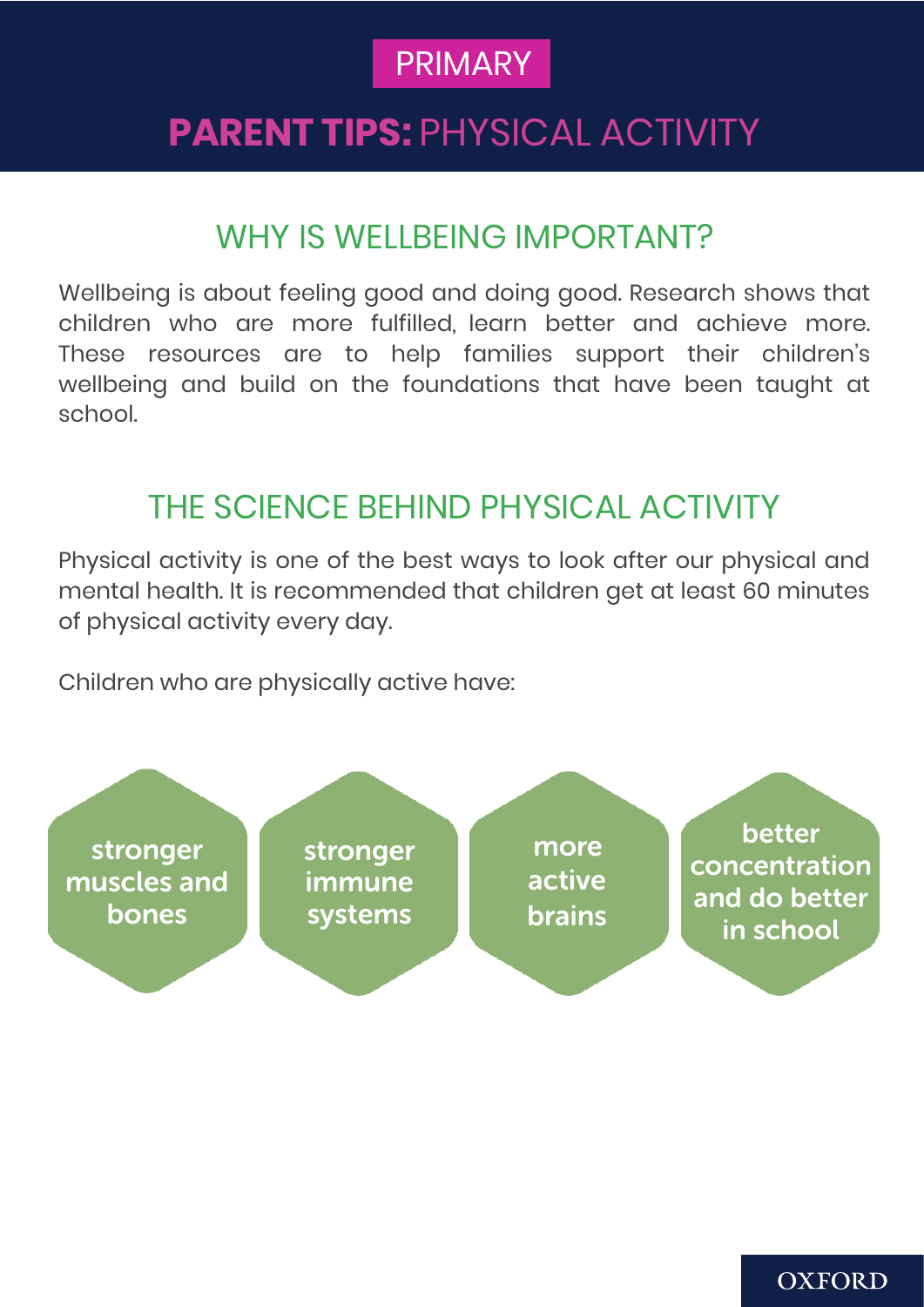PRIMARY

# PARENT TIPS: PHYSICAL ACTIVITY

## WHY IS WELLBEING IMPORTANT?

Wellbeing is about feeling good and doing good. Research shows that children who are more fulfilled, learn better and achieve more. These resources are to help families support their children's wellbeing and build on the foundations that have been taught at school.

## THE SCIENCE BEHIND PHYSICAL ACTIVITY

Physical activity is one of the best ways to look after our physical and mental health. It is recommended that children get at least 60 minutes of physical activity every day.

Children who are physically active have:

- **stronger muscles and bones**
- **stronger immune systems**
- **more active brains**
- **better concentration and do better in school**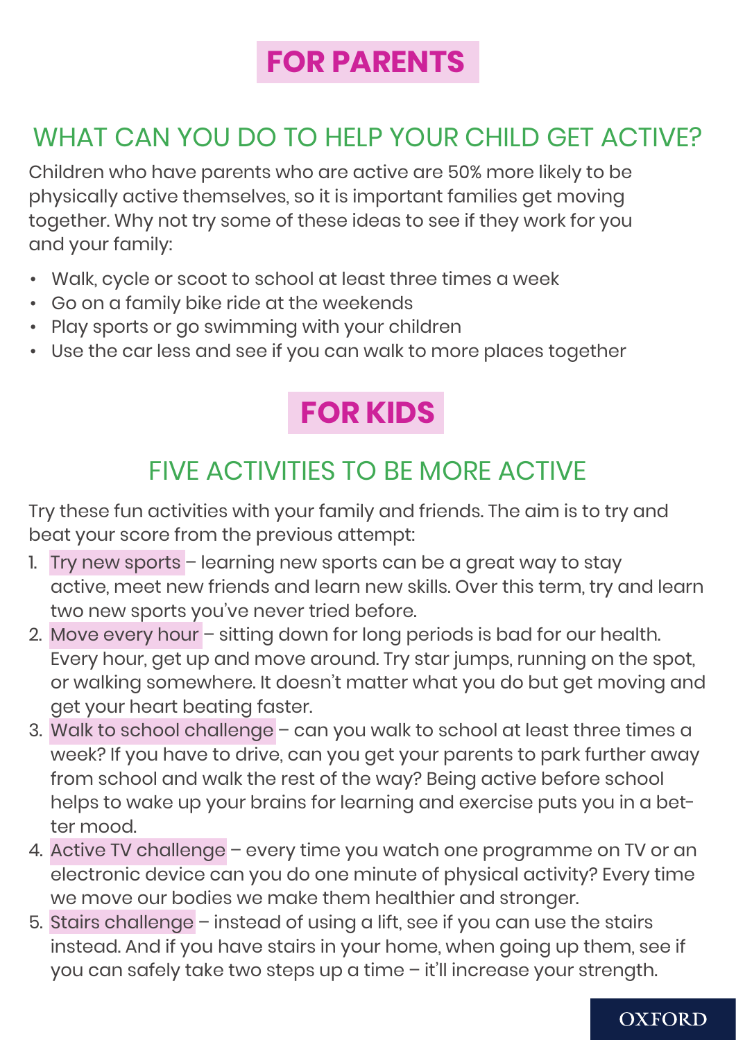# FOR PARENTS

## WHAT CAN YOU DO TO HELP YOUR CHILD GET ACTIVE?

Children who have parents who are active are 50% more likely to be physically active themselves, so it is important families get moving together. Why not try some of these ideas to see if they work for you and your family:

- Walk, cycle or scoot to school at least three times a week
- Go on a family bike ride at the weekends
- Play sports or go swimming with your children
- Use the car less and see if you can walk to more places together

# FOR KIDS

## FIVE ACTIVITIES TO BE MORE ACTIVE

Try these fun activities with your family and friends. The aim is to try and beat your score from the previous attempt:

1. Try new sports – learning new sports can be a great way to stay active, meet new friends and learn new skills. Over this term, try and learn two new sports you've never tried before.
2. Move every hour – sitting down for long periods is bad for our health. Every hour, get up and move around. Try star jumps, running on the spot, or walking somewhere. It doesn't matter what you do but get moving and get your heart beating faster.
3. Walk to school challenge – can you walk to school at least three times a week? If you have to drive, can you get your parents to park further away from school and walk the rest of the way? Being active before school helps to wake up your brains for learning and exercise puts you in a better mood.
4. Active TV challenge – every time you watch one programme on TV or an electronic device can you do one minute of physical activity? Every time we move our bodies we make them healthier and stronger.
5. Stairs challenge – instead of using a lift, see if you can use the stairs instead. And if you have stairs in your home, when going up them, see if you can safely take two steps up a time – it'll increase your strength.

OXFORD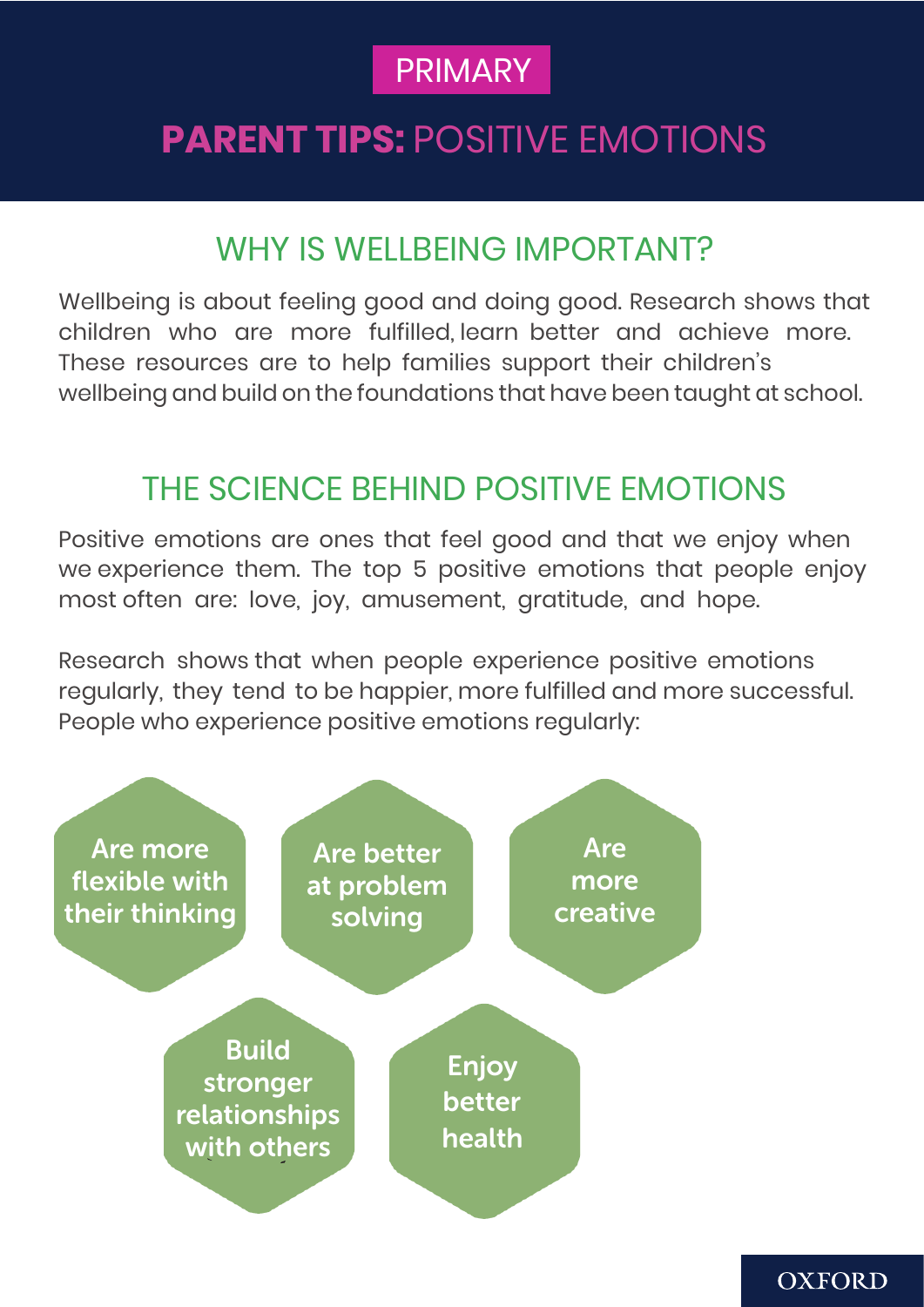PRIMARY

# **PARENT TIPS:** POSITIVE EMOTIONS

## WHY IS WELLBEING IMPORTANT?

Wellbeing is about feeling good and doing good. Research shows that children who are more fulfilled, learn better and achieve more. These resources are to help families support their children's wellbeing and build on the foundations that have been taught at school.

## THE SCIENCE BEHIND POSITIVE EMOTIONS

Positive emotions are ones that feel good and that we enjoy when we experience them. The top 5 positive emotions that people enjoy most often are: love, joy, amusement, gratitude, and hope.

Research shows that when people experience positive emotions regularly, they tend to be happier, more fulfilled and more successful. People who experience positive emotions regularly:

- **Are more flexible with their thinking**
- **Are better at problem solving**
- **Are more creative**
- **Build stronger relationships with others**
- **Enjoy better health**

OXFORD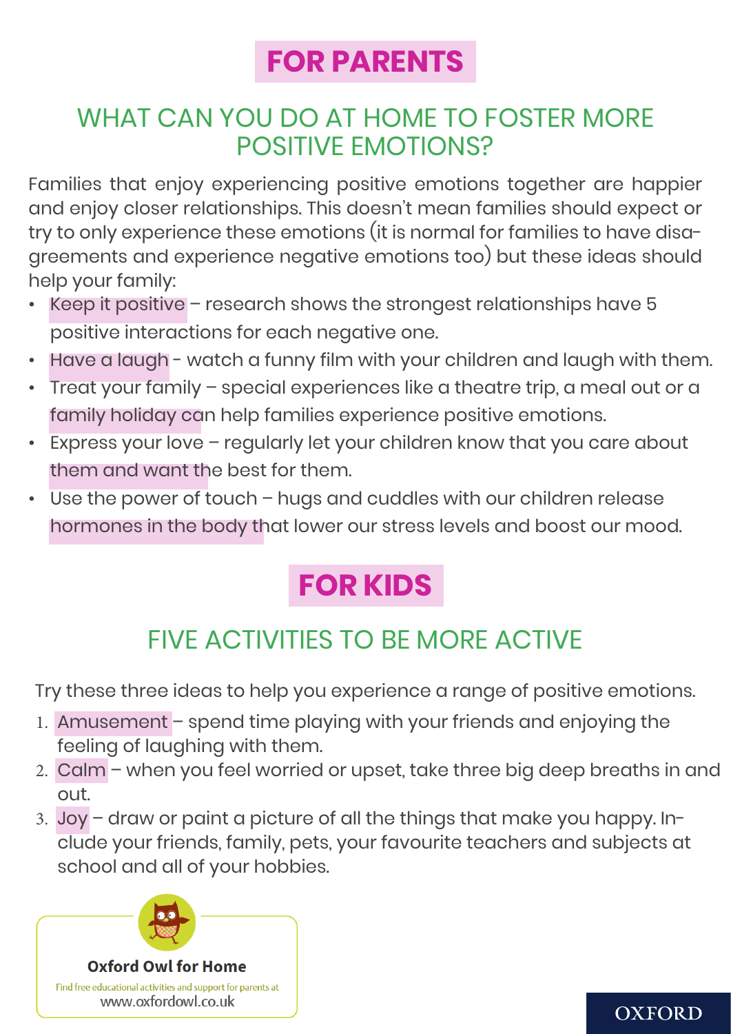# FOR PARENTS

## WHAT CAN YOU DO AT HOME TO FOSTER MORE POSITIVE EMOTIONS?

Families that enjoy experiencing positive emotions together are happier and enjoy closer relationships. This doesn't mean families should expect or try to only experience these emotions (it is normal for families to have disagreements and experience negative emotions too) but these ideas should help your family:

- Keep it positive – research shows the strongest relationships have 5 positive interactions for each negative one.
- Have a laugh - watch a funny film with your children and laugh with them.
- Treat your family – special experiences like a theatre trip, a meal out or a family holiday can help families experience positive emotions.
- Express your love – regularly let your children know that you care about them and want the best for them.
- Use the power of touch – hugs and cuddles with our children release hormones in the body that lower our stress levels and boost our mood.

# FOR KIDS

## FIVE ACTIVITIES TO BE MORE ACTIVE

Try these three ideas to help you experience a range of positive emotions.

1. Amusement – spend time playing with your friends and enjoying the feeling of laughing with them.
2. Calm – when you feel worried or upset, take three big deep breaths in and out.
3. Joy – draw or paint a picture of all the things that make you happy. Include your friends, family, pets, your favourite teachers and subjects at school and all of your hobbies.

**Oxford Owl for Home**

Find free educational activities and support for parents at www.oxfordowl.co.uk

OXFORD